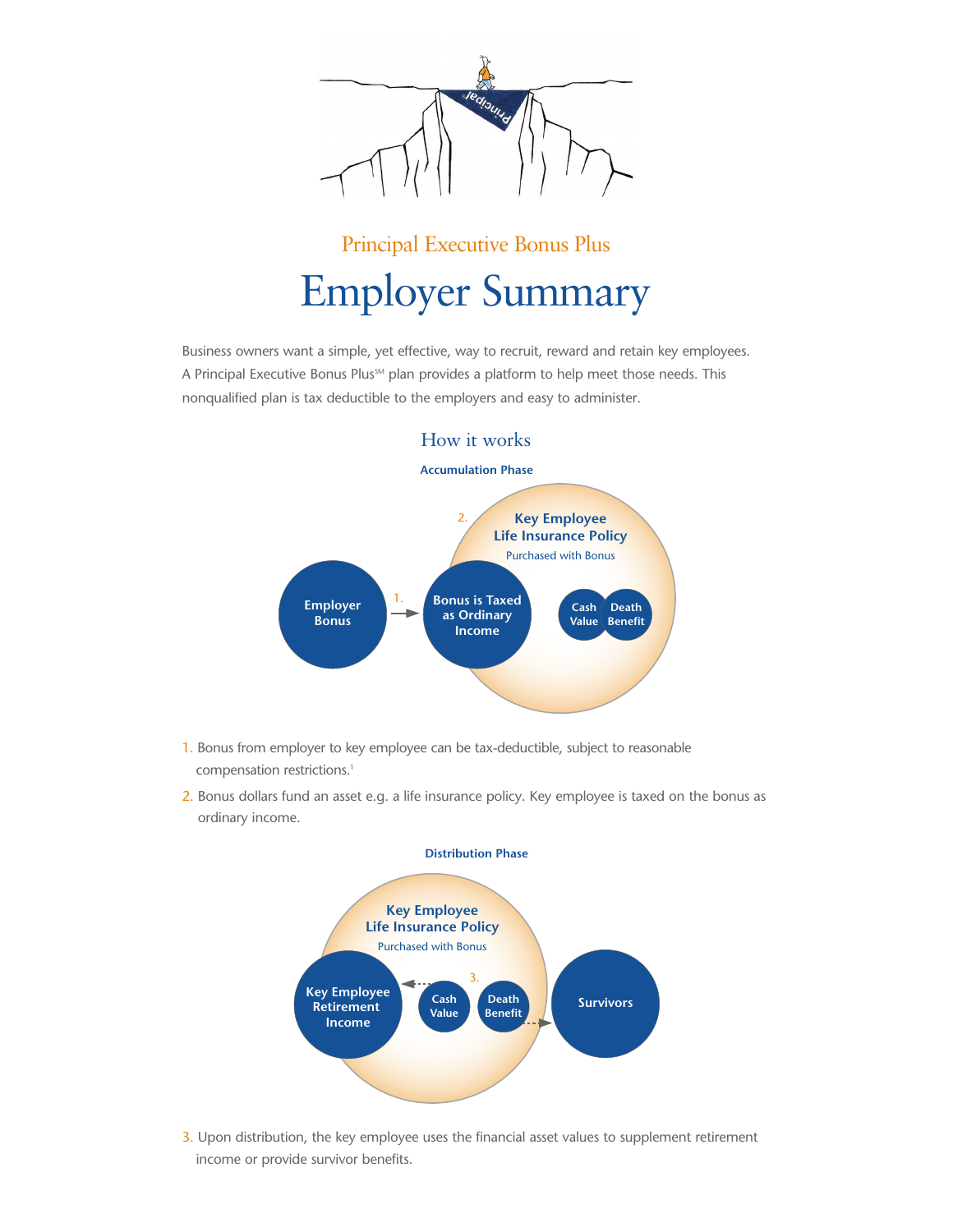Principal Executive Bonus Plus

# Employer Summary

Business owners want a simple, yet effective, way to recruit, reward and retain key employees. A Principal Executive Bonus Plus℠ plan provides a platform to help meet those needs. This nonqualified plan is tax deductible to the employers and easy to administer.

## How it works

**Accumulation Phase**

Employer Bonus → 1. → Bonus is Taxed as Ordinary Income

2. Key Employee Life Insurance Policy — Purchased with Bonus — Cash Value, Death Benefit

1. Bonus from employer to key employee can be tax-deductible, subject to reasonable compensation restrictions.[1]
2. Bonus dollars fund an asset e.g. a life insurance policy. Key employee is taxed on the bonus as ordinary income.

**Distribution Phase**

Key Employee Life Insurance Policy — Purchased with Bonus

Key Employee Retirement Income ← Cash Value | 3. | Death Benefit → Survivors

3. Upon distribution, the key employee uses the financial asset values to supplement retirement income or provide survivor benefits.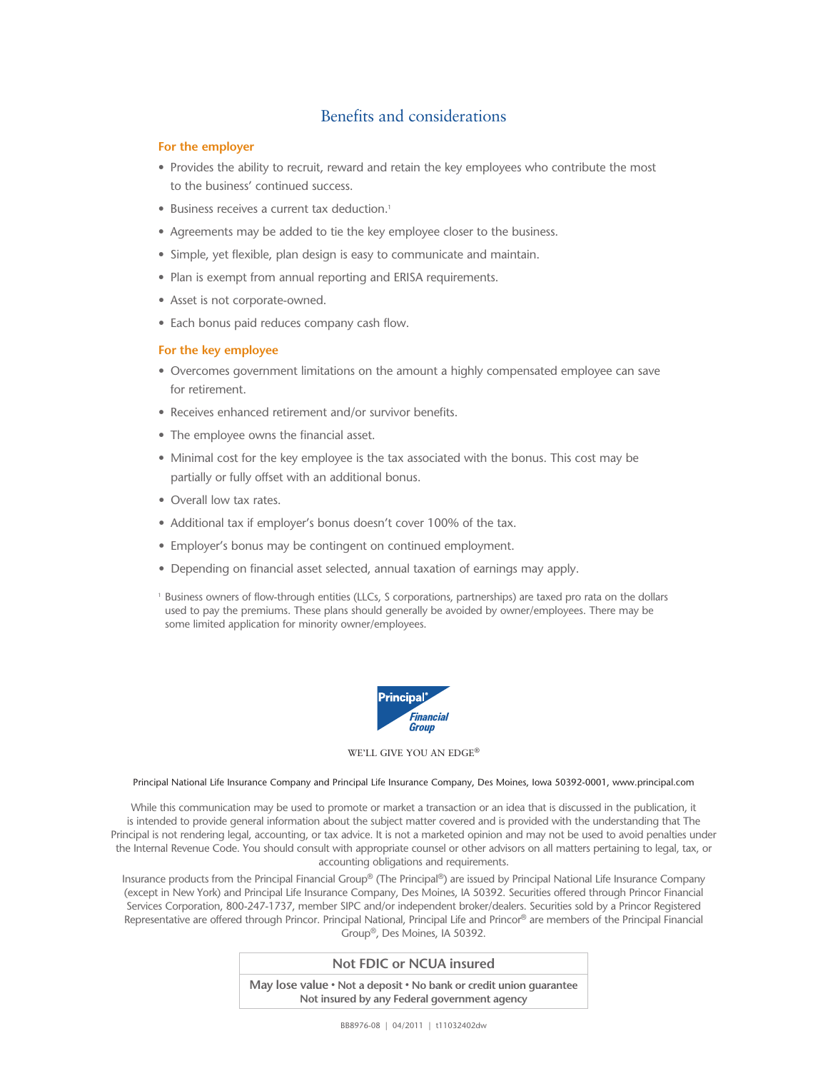## Benefits and considerations

### For the employer

- Provides the ability to recruit, reward and retain the key employees who contribute the most to the business' continued success.
- Business receives a current tax deduction.[1]
- Agreements may be added to tie the key employee closer to the business.
- Simple, yet flexible, plan design is easy to communicate and maintain.
- Plan is exempt from annual reporting and ERISA requirements.
- Asset is not corporate-owned.
- Each bonus paid reduces company cash flow.

### For the key employee

- Overcomes government limitations on the amount a highly compensated employee can save for retirement.
- Receives enhanced retirement and/or survivor benefits.
- The employee owns the financial asset.
- Minimal cost for the key employee is the tax associated with the bonus. This cost may be partially or fully offset with an additional bonus.
- Overall low tax rates.
- Additional tax if employer's bonus doesn't cover 100% of the tax.
- Employer's bonus may be contingent on continued employment.
- Depending on financial asset selected, annual taxation of earnings may apply.

[1] Business owners of flow-through entities (LLCs, S corporations, partnerships) are taxed pro rata on the dollars used to pay the premiums. These plans should generally be avoided by owner/employees. There may be some limited application for minority owner/employees.

Principal® Financial Group

WE'LL GIVE YOU AN EDGE®

Principal National Life Insurance Company and Principal Life Insurance Company, Des Moines, Iowa 50392-0001, www.principal.com

While this communication may be used to promote or market a transaction or an idea that is discussed in the publication, it is intended to provide general information about the subject matter covered and is provided with the understanding that The Principal is not rendering legal, accounting, or tax advice. It is not a marketed opinion and may not be used to avoid penalties under the Internal Revenue Code. You should consult with appropriate counsel or other advisors on all matters pertaining to legal, tax, or accounting obligations and requirements.

Insurance products from the Principal Financial Group® (The Principal®) are issued by Principal National Life Insurance Company (except in New York) and Principal Life Insurance Company, Des Moines, IA 50392. Securities offered through Princor Financial Services Corporation, 800-247-1737, member SIPC and/or independent broker/dealers. Securities sold by a Princor Registered Representative are offered through Princor. Principal National, Principal Life and Princor® are members of the Principal Financial Group®, Des Moines, IA 50392.

**Not FDIC or NCUA insured**

**May lose value • Not a deposit • No bank or credit union guarantee**
**Not insured by any Federal government agency**

BB8976-08 | 04/2011 | t11032402dw